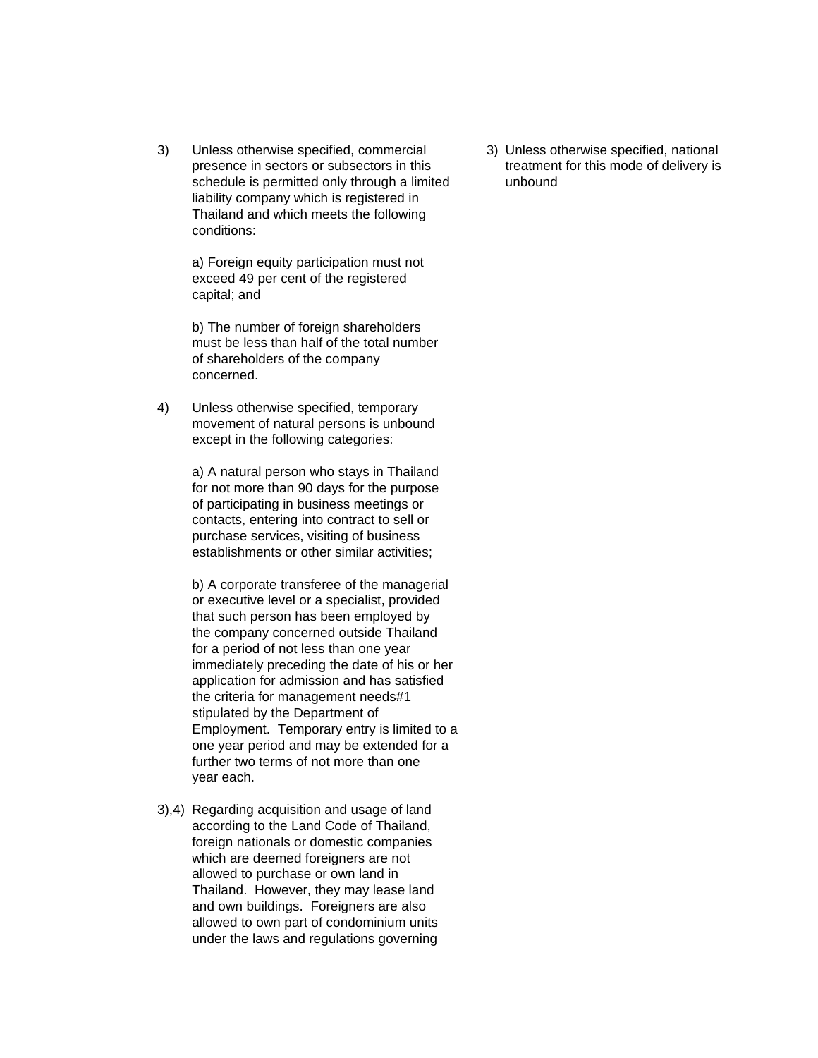| | |
|---|---|
| 3) Unless otherwise specified, commercial presence in sectors or subsectors in this schedule is permitted only through a limited liability company which is registered in Thailand and which meets the following conditions:<br><br>a) Foreign equity participation must not exceed 49 per cent of the registered capital; and<br><br>b) The number of foreign shareholders must be less than half of the total number of shareholders of the company concerned. | 3) Unless otherwise specified, national treatment for this mode of delivery is unbound |
| 4) Unless otherwise specified, temporary movement of natural persons is unbound except in the following categories:<br><br>a) A natural person who stays in Thailand for not more than 90 days for the purpose of participating in business meetings or contacts, entering into contract to sell or purchase services, visiting of business establishments or other similar activities;<br><br>b) A corporate transferee of the managerial or executive level or a specialist, provided that such person has been employed by the company concerned outside Thailand for a period of not less than one year immediately preceding the date of his or her application for admission and has satisfied the criteria for management needs#1 stipulated by the Department of Employment. Temporary entry is limited to a one year period and may be extended for a further two terms of not more than one year each. | |
| 3),4) Regarding acquisition and usage of land according to the Land Code of Thailand, foreign nationals or domestic companies which are deemed foreigners are not allowed to purchase or own land in Thailand. However, they may lease land and own buildings. Foreigners are also allowed to own part of condominium units under the laws and regulations governing | |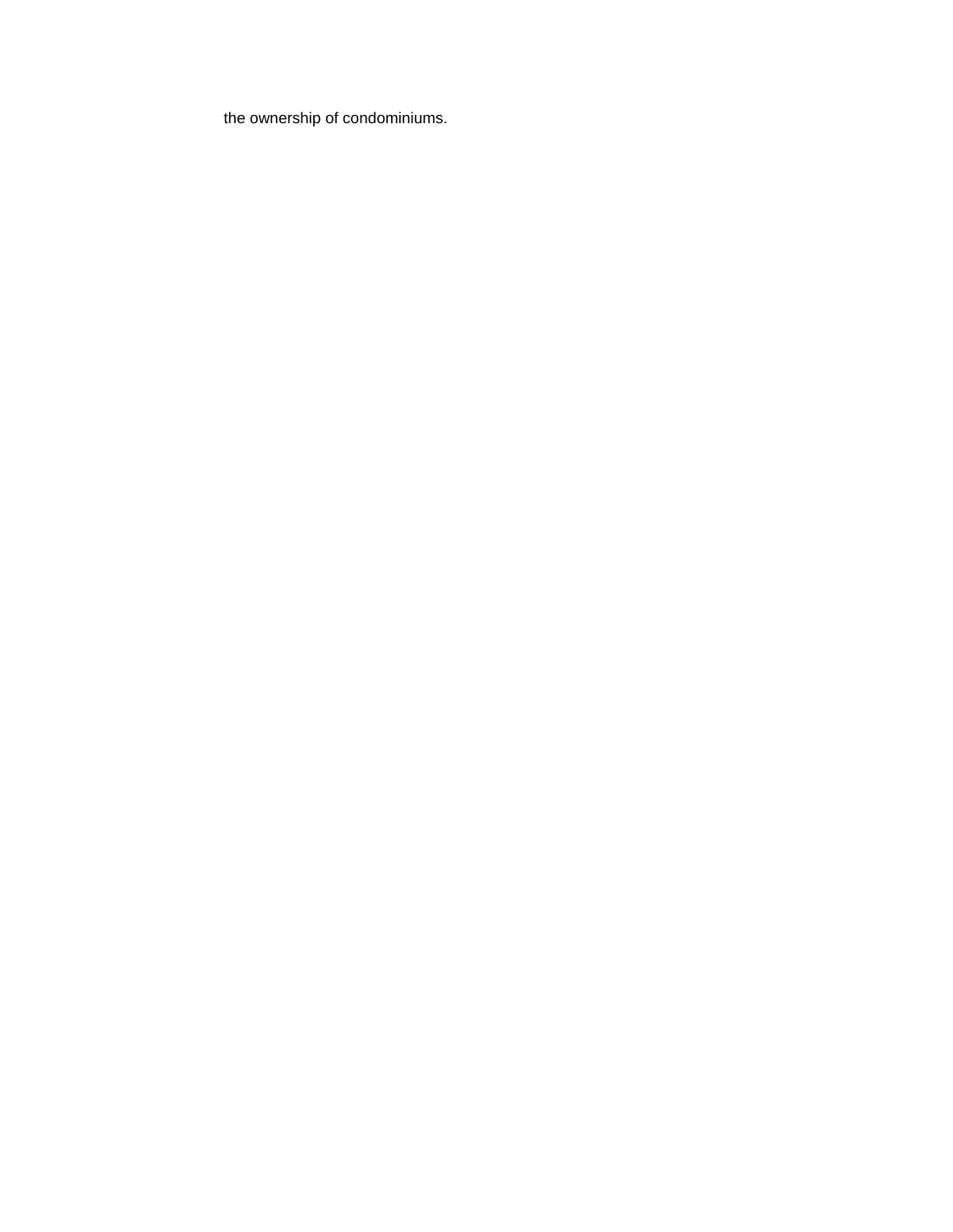the ownership of condominiums.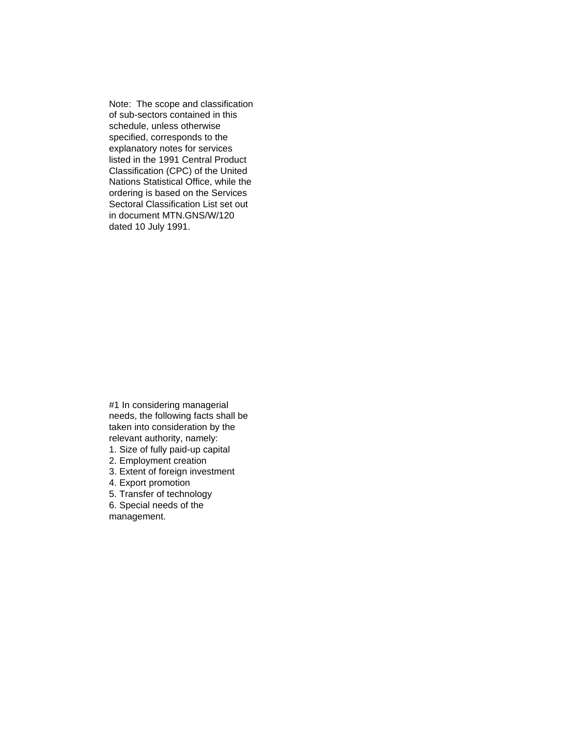Note: The scope and classification of sub-sectors contained in this schedule, unless otherwise specified, corresponds to the explanatory notes for services listed in the 1991 Central Product Classification (CPC) of the United Nations Statistical Office, while the ordering is based on the Services Sectoral Classification List set out in document MTN.GNS/W/120 dated 10 July 1991.

#1 In considering managerial needs, the following facts shall be taken into consideration by the relevant authority, namely:

1. Size of fully paid-up capital
2. Employment creation
3. Extent of foreign investment
4. Export promotion
5. Transfer of technology
6. Special needs of the management.